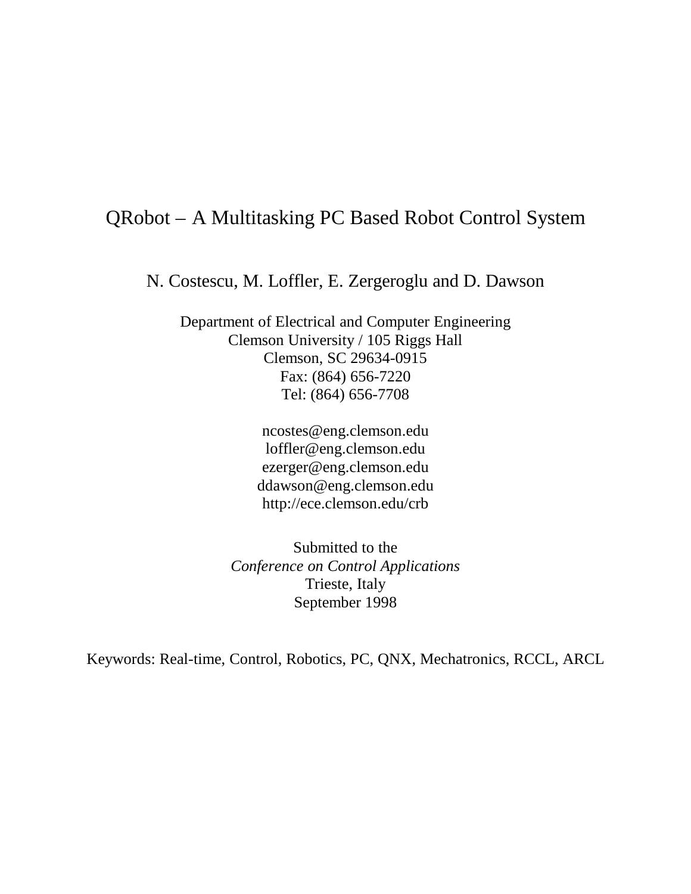# QRobot – A Multitasking PC Based Robot Control System

N. Costescu, M. Loffler, E. Zergeroglu and D. Dawson

Department of Electrical and Computer Engineering
Clemson University / 105 Riggs Hall
Clemson, SC 29634-0915
Fax: (864) 656-7220
Tel: (864) 656-7708

ncostes@eng.clemson.edu
loffler@eng.clemson.edu
ezerger@eng.clemson.edu
ddawson@eng.clemson.edu
http://ece.clemson.edu/crb

Submitted to the
*Conference on Control Applications*
Trieste, Italy
September 1998

Keywords: Real-time, Control, Robotics, PC, QNX, Mechatronics, RCCL, ARCL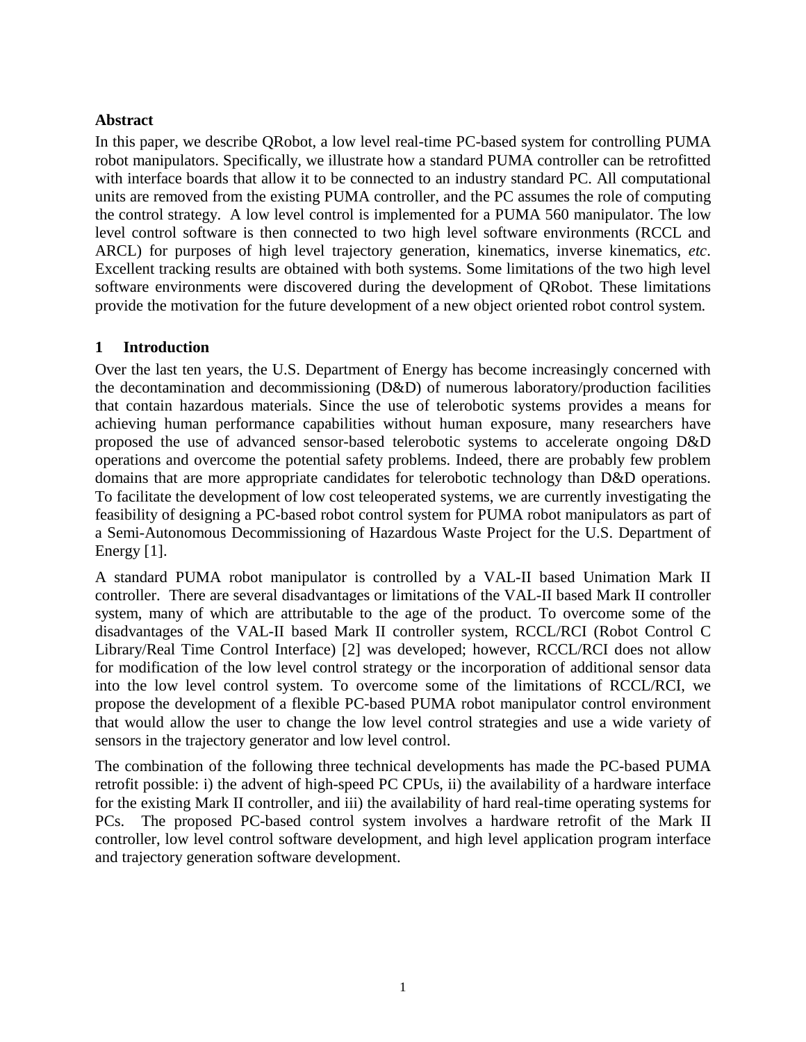## Abstract

In this paper, we describe QRobot, a low level real-time PC-based system for controlling PUMA robot manipulators. Specifically, we illustrate how a standard PUMA controller can be retrofitted with interface boards that allow it to be connected to an industry standard PC. All computational units are removed from the existing PUMA controller, and the PC assumes the role of computing the control strategy. A low level control is implemented for a PUMA 560 manipulator. The low level control software is then connected to two high level software environments (RCCL and ARCL) for purposes of high level trajectory generation, kinematics, inverse kinematics, *etc*. Excellent tracking results are obtained with both systems. Some limitations of the two high level software environments were discovered during the development of QRobot. These limitations provide the motivation for the future development of a new object oriented robot control system.

## 1 Introduction

Over the last ten years, the U.S. Department of Energy has become increasingly concerned with the decontamination and decommissioning (D&D) of numerous laboratory/production facilities that contain hazardous materials. Since the use of telerobotic systems provides a means for achieving human performance capabilities without human exposure, many researchers have proposed the use of advanced sensor-based telerobotic systems to accelerate ongoing D&D operations and overcome the potential safety problems. Indeed, there are probably few problem domains that are more appropriate candidates for telerobotic technology than D&D operations. To facilitate the development of low cost teleoperated systems, we are currently investigating the feasibility of designing a PC-based robot control system for PUMA robot manipulators as part of a Semi-Autonomous Decommissioning of Hazardous Waste Project for the U.S. Department of Energy [1].

A standard PUMA robot manipulator is controlled by a VAL-II based Unimation Mark II controller. There are several disadvantages or limitations of the VAL-II based Mark II controller system, many of which are attributable to the age of the product. To overcome some of the disadvantages of the VAL-II based Mark II controller system, RCCL/RCI (Robot Control C Library/Real Time Control Interface) [2] was developed; however, RCCL/RCI does not allow for modification of the low level control strategy or the incorporation of additional sensor data into the low level control system. To overcome some of the limitations of RCCL/RCI, we propose the development of a flexible PC-based PUMA robot manipulator control environment that would allow the user to change the low level control strategies and use a wide variety of sensors in the trajectory generator and low level control.

The combination of the following three technical developments has made the PC-based PUMA retrofit possible: i) the advent of high-speed PC CPUs, ii) the availability of a hardware interface for the existing Mark II controller, and iii) the availability of hard real-time operating systems for PCs. The proposed PC-based control system involves a hardware retrofit of the Mark II controller, low level control software development, and high level application program interface and trajectory generation software development.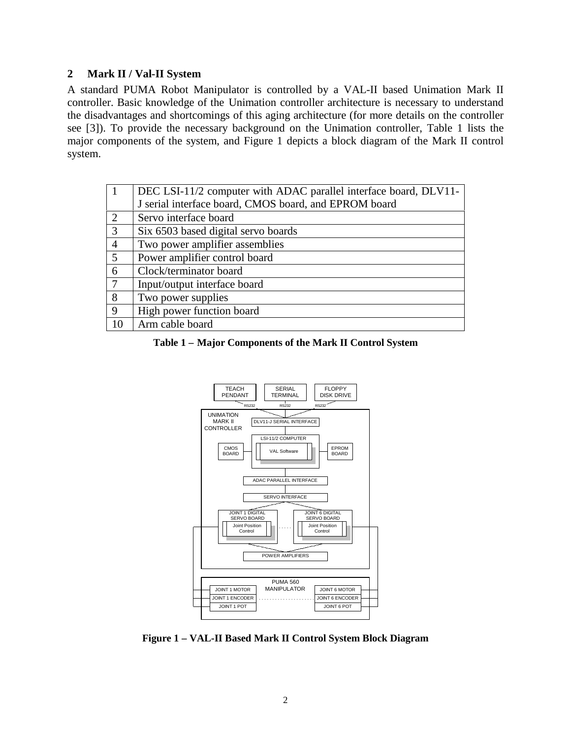## 2 Mark II / Val-II System

A standard PUMA Robot Manipulator is controlled by a VAL-II based Unimation Mark II controller. Basic knowledge of the Unimation controller architecture is necessary to understand the disadvantages and shortcomings of this aging architecture (for more details on the controller see [3]). To provide the necessary background on the Unimation controller, Table 1 lists the major components of the system, and Figure 1 depicts a block diagram of the Mark II control system.

| | |
|---|---|
| 1 | DEC LSI-11/2 computer with ADAC parallel interface board, DLV11-J serial interface board, CMOS board, and EPROM board |
| 2 | Servo interface board |
| 3 | Six 6503 based digital servo boards |
| 4 | Two power amplifier assemblies |
| 5 | Power amplifier control board |
| 6 | Clock/terminator board |
| 7 | Input/output interface board |
| 8 | Two power supplies |
| 9 | High power function board |
| 10 | Arm cable board |

**Table 1 – Major Components of the Mark II Control System**

**Figure 1 – VAL-II Based Mark II Control System Block Diagram**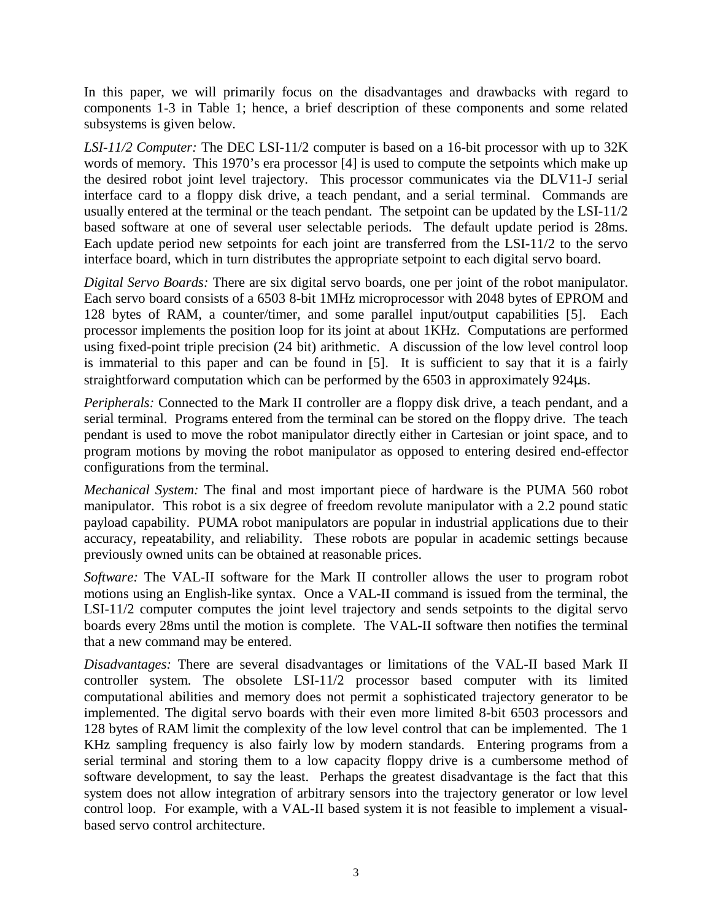In this paper, we will primarily focus on the disadvantages and drawbacks with regard to components 1-3 in Table 1; hence, a brief description of these components and some related subsystems is given below.

*LSI-11/2 Computer:* The DEC LSI-11/2 computer is based on a 16-bit processor with up to 32K words of memory. This 1970's era processor [4] is used to compute the setpoints which make up the desired robot joint level trajectory. This processor communicates via the DLV11-J serial interface card to a floppy disk drive, a teach pendant, and a serial terminal. Commands are usually entered at the terminal or the teach pendant. The setpoint can be updated by the LSI-11/2 based software at one of several user selectable periods. The default update period is 28ms. Each update period new setpoints for each joint are transferred from the LSI-11/2 to the servo interface board, which in turn distributes the appropriate setpoint to each digital servo board.

*Digital Servo Boards:* There are six digital servo boards, one per joint of the robot manipulator. Each servo board consists of a 6503 8-bit 1MHz microprocessor with 2048 bytes of EPROM and 128 bytes of RAM, a counter/timer, and some parallel input/output capabilities [5]. Each processor implements the position loop for its joint at about 1KHz. Computations are performed using fixed-point triple precision (24 bit) arithmetic. A discussion of the low level control loop is immaterial to this paper and can be found in [5]. It is sufficient to say that it is a fairly straightforward computation which can be performed by the 6503 in approximately 924μs.

*Peripherals:* Connected to the Mark II controller are a floppy disk drive, a teach pendant, and a serial terminal. Programs entered from the terminal can be stored on the floppy drive. The teach pendant is used to move the robot manipulator directly either in Cartesian or joint space, and to program motions by moving the robot manipulator as opposed to entering desired end-effector configurations from the terminal.

*Mechanical System:* The final and most important piece of hardware is the PUMA 560 robot manipulator. This robot is a six degree of freedom revolute manipulator with a 2.2 pound static payload capability. PUMA robot manipulators are popular in industrial applications due to their accuracy, repeatability, and reliability. These robots are popular in academic settings because previously owned units can be obtained at reasonable prices.

*Software:* The VAL-II software for the Mark II controller allows the user to program robot motions using an English-like syntax. Once a VAL-II command is issued from the terminal, the LSI-11/2 computer computes the joint level trajectory and sends setpoints to the digital servo boards every 28ms until the motion is complete. The VAL-II software then notifies the terminal that a new command may be entered.

*Disadvantages:* There are several disadvantages or limitations of the VAL-II based Mark II controller system. The obsolete LSI-11/2 processor based computer with its limited computational abilities and memory does not permit a sophisticated trajectory generator to be implemented. The digital servo boards with their even more limited 8-bit 6503 processors and 128 bytes of RAM limit the complexity of the low level control that can be implemented. The 1 KHz sampling frequency is also fairly low by modern standards. Entering programs from a serial terminal and storing them to a low capacity floppy drive is a cumbersome method of software development, to say the least. Perhaps the greatest disadvantage is the fact that this system does not allow integration of arbitrary sensors into the trajectory generator or low level control loop. For example, with a VAL-II based system it is not feasible to implement a visual-based servo control architecture.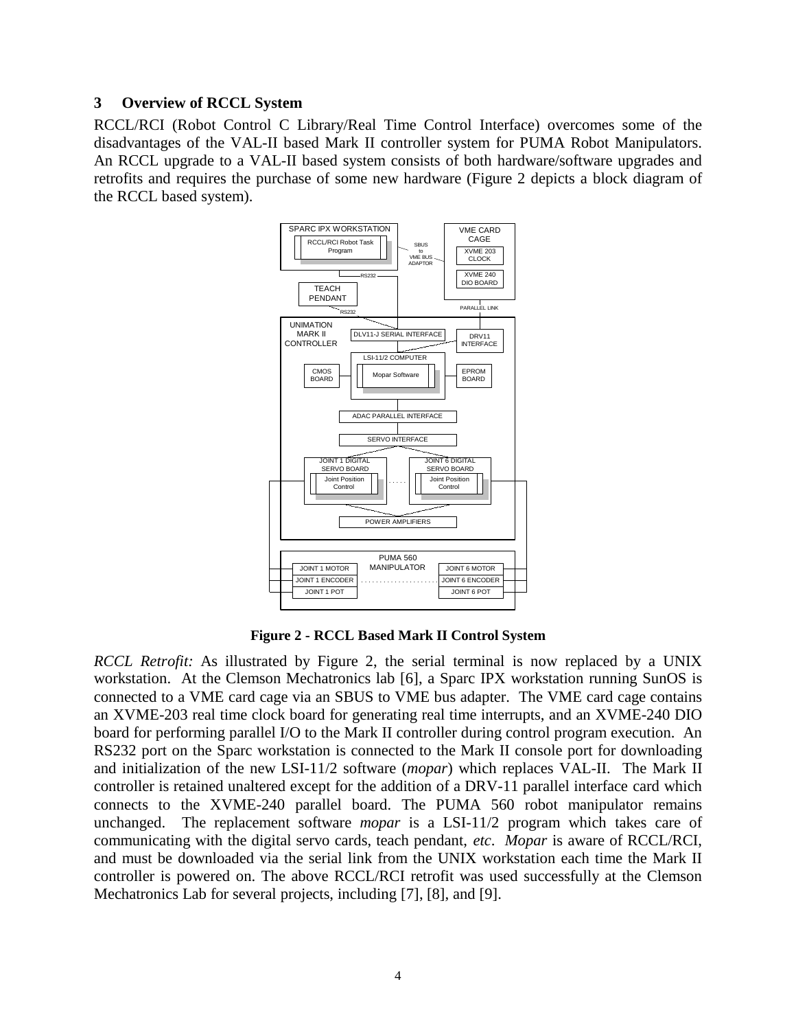## 3 Overview of RCCL System

RCCL/RCI (Robot Control C Library/Real Time Control Interface) overcomes some of the disadvantages of the VAL-II based Mark II controller system for PUMA Robot Manipulators. An RCCL upgrade to a VAL-II based system consists of both hardware/software upgrades and retrofits and requires the purchase of some new hardware (Figure 2 depicts a block diagram of the RCCL based system).

**Figure 2 - RCCL Based Mark II Control System**

*RCCL Retrofit:* As illustrated by Figure 2, the serial terminal is now replaced by a UNIX workstation. At the Clemson Mechatronics lab [6], a Sparc IPX workstation running SunOS is connected to a VME card cage via an SBUS to VME bus adapter. The VME card cage contains an XVME-203 real time clock board for generating real time interrupts, and an XVME-240 DIO board for performing parallel I/O to the Mark II controller during control program execution. An RS232 port on the Sparc workstation is connected to the Mark II console port for downloading and initialization of the new LSI-11/2 software (*mopar*) which replaces VAL-II. The Mark II controller is retained unaltered except for the addition of a DRV-11 parallel interface card which connects to the XVME-240 parallel board. The PUMA 560 robot manipulator remains unchanged. The replacement software *mopar* is a LSI-11/2 program which takes care of communicating with the digital servo cards, teach pendant, *etc*. *Mopar* is aware of RCCL/RCI, and must be downloaded via the serial link from the UNIX workstation each time the Mark II controller is powered on. The above RCCL/RCI retrofit was used successfully at the Clemson Mechatronics Lab for several projects, including [7], [8], and [9].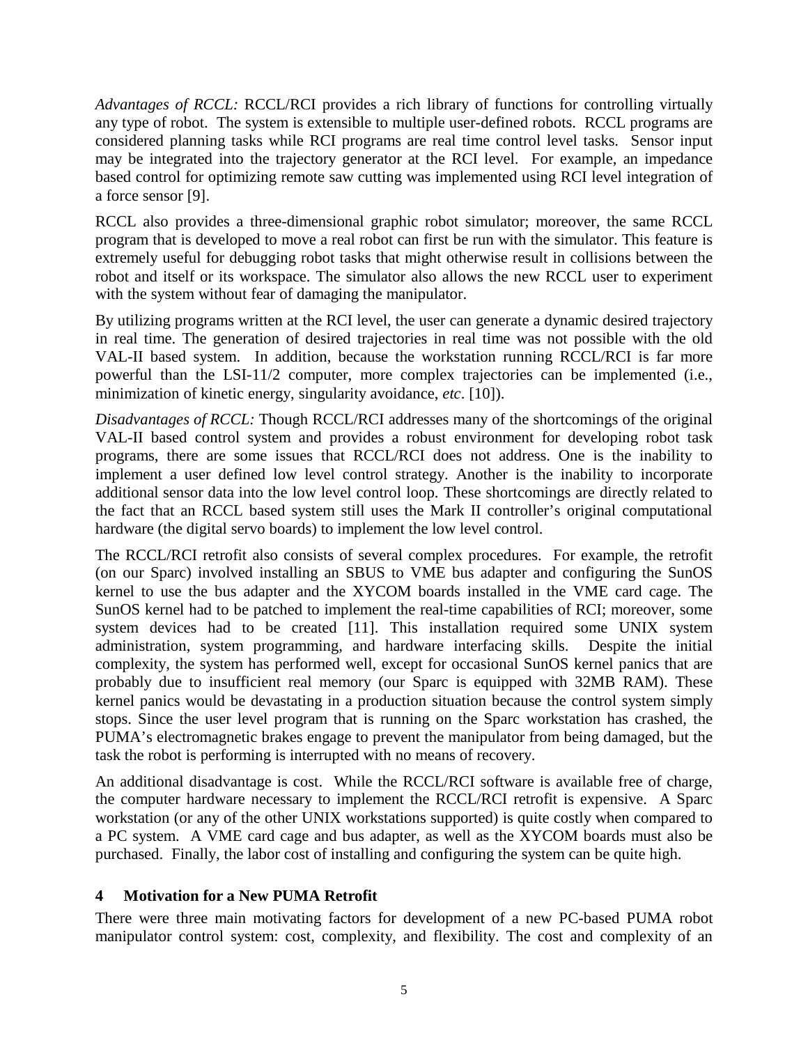*Advantages of RCCL:* RCCL/RCI provides a rich library of functions for controlling virtually any type of robot. The system is extensible to multiple user-defined robots. RCCL programs are considered planning tasks while RCI programs are real time control level tasks. Sensor input may be integrated into the trajectory generator at the RCI level. For example, an impedance based control for optimizing remote saw cutting was implemented using RCI level integration of a force sensor [9].

RCCL also provides a three-dimensional graphic robot simulator; moreover, the same RCCL program that is developed to move a real robot can first be run with the simulator. This feature is extremely useful for debugging robot tasks that might otherwise result in collisions between the robot and itself or its workspace. The simulator also allows the new RCCL user to experiment with the system without fear of damaging the manipulator.

By utilizing programs written at the RCI level, the user can generate a dynamic desired trajectory in real time. The generation of desired trajectories in real time was not possible with the old VAL-II based system. In addition, because the workstation running RCCL/RCI is far more powerful than the LSI-11/2 computer, more complex trajectories can be implemented (i.e., minimization of kinetic energy, singularity avoidance, *etc*. [10]).

*Disadvantages of RCCL:* Though RCCL/RCI addresses many of the shortcomings of the original VAL-II based control system and provides a robust environment for developing robot task programs, there are some issues that RCCL/RCI does not address. One is the inability to implement a user defined low level control strategy. Another is the inability to incorporate additional sensor data into the low level control loop. These shortcomings are directly related to the fact that an RCCL based system still uses the Mark II controller's original computational hardware (the digital servo boards) to implement the low level control.

The RCCL/RCI retrofit also consists of several complex procedures. For example, the retrofit (on our Sparc) involved installing an SBUS to VME bus adapter and configuring the SunOS kernel to use the bus adapter and the XYCOM boards installed in the VME card cage. The SunOS kernel had to be patched to implement the real-time capabilities of RCI; moreover, some system devices had to be created [11]. This installation required some UNIX system administration, system programming, and hardware interfacing skills. Despite the initial complexity, the system has performed well, except for occasional SunOS kernel panics that are probably due to insufficient real memory (our Sparc is equipped with 32MB RAM). These kernel panics would be devastating in a production situation because the control system simply stops. Since the user level program that is running on the Sparc workstation has crashed, the PUMA's electromagnetic brakes engage to prevent the manipulator from being damaged, but the task the robot is performing is interrupted with no means of recovery.

An additional disadvantage is cost. While the RCCL/RCI software is available free of charge, the computer hardware necessary to implement the RCCL/RCI retrofit is expensive. A Sparc workstation (or any of the other UNIX workstations supported) is quite costly when compared to a PC system. A VME card cage and bus adapter, as well as the XYCOM boards must also be purchased. Finally, the labor cost of installing and configuring the system can be quite high.

## 4 Motivation for a New PUMA Retrofit

There were three main motivating factors for development of a new PC-based PUMA robot manipulator control system: cost, complexity, and flexibility. The cost and complexity of an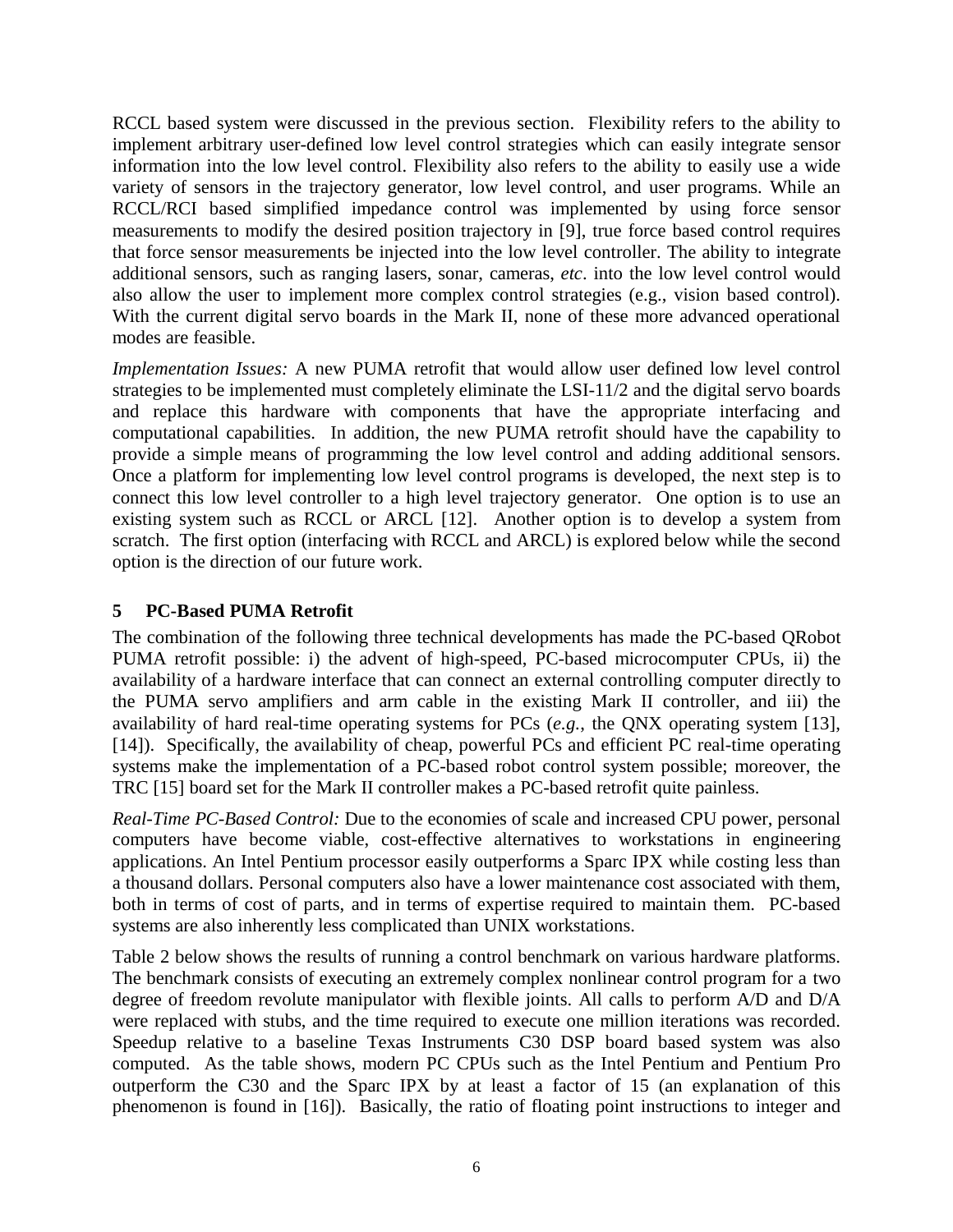RCCL based system were discussed in the previous section. Flexibility refers to the ability to implement arbitrary user-defined low level control strategies which can easily integrate sensor information into the low level control. Flexibility also refers to the ability to easily use a wide variety of sensors in the trajectory generator, low level control, and user programs. While an RCCL/RCI based simplified impedance control was implemented by using force sensor measurements to modify the desired position trajectory in [9], true force based control requires that force sensor measurements be injected into the low level controller. The ability to integrate additional sensors, such as ranging lasers, sonar, cameras, *etc*. into the low level control would also allow the user to implement more complex control strategies (e.g., vision based control). With the current digital servo boards in the Mark II, none of these more advanced operational modes are feasible.

*Implementation Issues:* A new PUMA retrofit that would allow user defined low level control strategies to be implemented must completely eliminate the LSI-11/2 and the digital servo boards and replace this hardware with components that have the appropriate interfacing and computational capabilities. In addition, the new PUMA retrofit should have the capability to provide a simple means of programming the low level control and adding additional sensors. Once a platform for implementing low level control programs is developed, the next step is to connect this low level controller to a high level trajectory generator. One option is to use an existing system such as RCCL or ARCL [12]. Another option is to develop a system from scratch. The first option (interfacing with RCCL and ARCL) is explored below while the second option is the direction of our future work.

## 5 PC-Based PUMA Retrofit

The combination of the following three technical developments has made the PC-based QRobot PUMA retrofit possible: i) the advent of high-speed, PC-based microcomputer CPUs, ii) the availability of a hardware interface that can connect an external controlling computer directly to the PUMA servo amplifiers and arm cable in the existing Mark II controller, and iii) the availability of hard real-time operating systems for PCs (*e.g.*, the QNX operating system [13], [14]). Specifically, the availability of cheap, powerful PCs and efficient PC real-time operating systems make the implementation of a PC-based robot control system possible; moreover, the TRC [15] board set for the Mark II controller makes a PC-based retrofit quite painless.

*Real-Time PC-Based Control:* Due to the economies of scale and increased CPU power, personal computers have become viable, cost-effective alternatives to workstations in engineering applications. An Intel Pentium processor easily outperforms a Sparc IPX while costing less than a thousand dollars. Personal computers also have a lower maintenance cost associated with them, both in terms of cost of parts, and in terms of expertise required to maintain them. PC-based systems are also inherently less complicated than UNIX workstations.

Table 2 below shows the results of running a control benchmark on various hardware platforms. The benchmark consists of executing an extremely complex nonlinear control program for a two degree of freedom revolute manipulator with flexible joints. All calls to perform A/D and D/A were replaced with stubs, and the time required to execute one million iterations was recorded. Speedup relative to a baseline Texas Instruments C30 DSP board based system was also computed. As the table shows, modern PC CPUs such as the Intel Pentium and Pentium Pro outperform the C30 and the Sparc IPX by at least a factor of 15 (an explanation of this phenomenon is found in [16]). Basically, the ratio of floating point instructions to integer and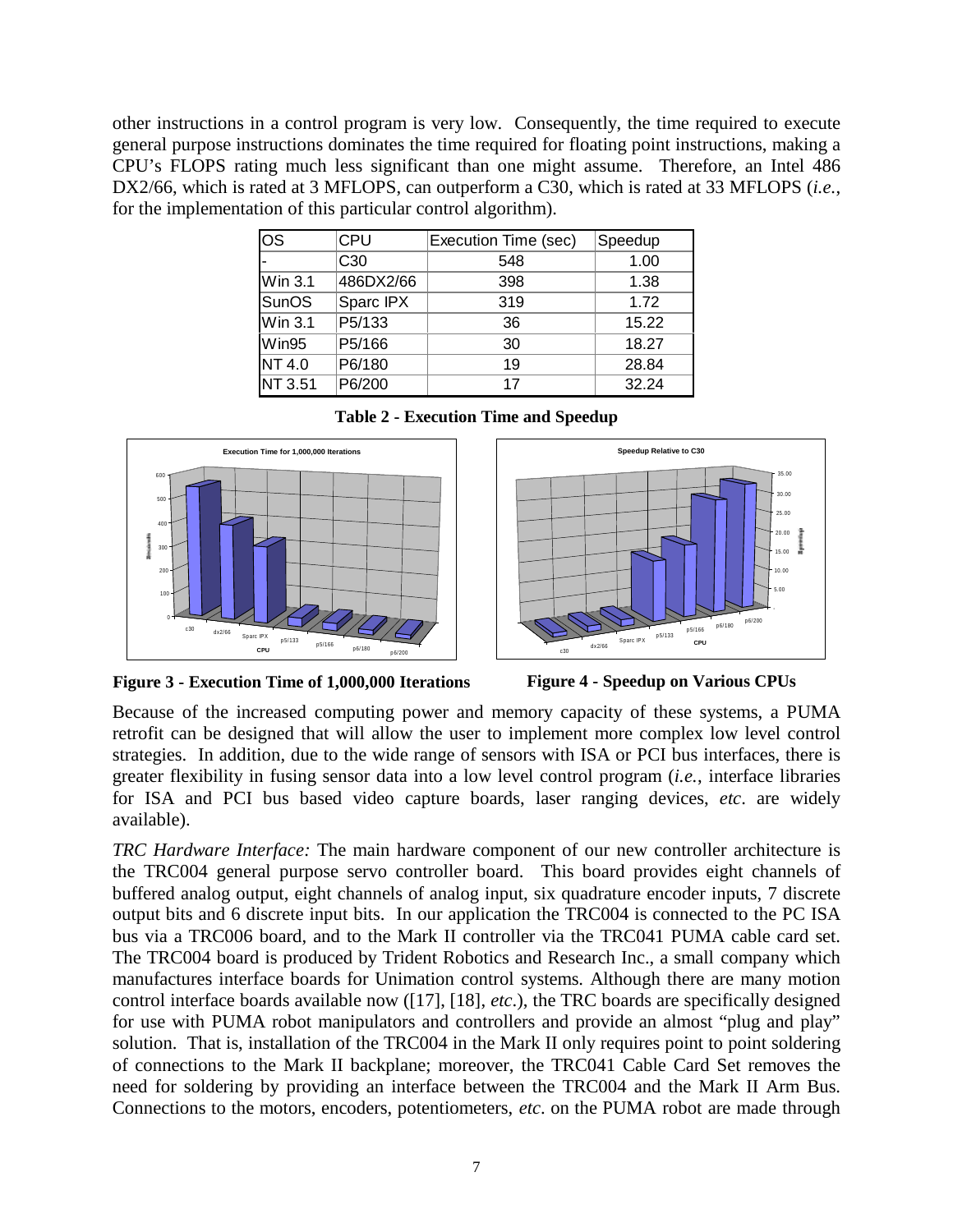other instructions in a control program is very low. Consequently, the time required to execute general purpose instructions dominates the time required for floating point instructions, making a CPU's FLOPS rating much less significant than one might assume. Therefore, an Intel 486 DX2/66, which is rated at 3 MFLOPS, can outperform a C30, which is rated at 33 MFLOPS (*i.e.*, for the implementation of this particular control algorithm).

| OS | CPU | Execution Time (sec) | Speedup |
|---|---|---|---|
| - | C30 | 548 | 1.00 |
| Win 3.1 | 486DX2/66 | 398 | 1.38 |
| SunOS | Sparc IPX | 319 | 1.72 |
| Win 3.1 | P5/133 | 36 | 15.22 |
| Win95 | P5/166 | 30 | 18.27 |
| NT 4.0 | P6/180 | 19 | 28.84 |
| NT 3.51 | P6/200 | 17 | 32.24 |

**Table 2 - Execution Time and Speedup**

**Figure 3 - Execution Time of 1,000,000 Iterations**

**Figure 4 - Speedup on Various CPUs**

Because of the increased computing power and memory capacity of these systems, a PUMA retrofit can be designed that will allow the user to implement more complex low level control strategies. In addition, due to the wide range of sensors with ISA or PCI bus interfaces, there is greater flexibility in fusing sensor data into a low level control program (*i.e.*, interface libraries for ISA and PCI bus based video capture boards, laser ranging devices, *etc*. are widely available).

*TRC Hardware Interface:* The main hardware component of our new controller architecture is the TRC004 general purpose servo controller board. This board provides eight channels of buffered analog output, eight channels of analog input, six quadrature encoder inputs, 7 discrete output bits and 6 discrete input bits. In our application the TRC004 is connected to the PC ISA bus via a TRC006 board, and to the Mark II controller via the TRC041 PUMA cable card set. The TRC004 board is produced by Trident Robotics and Research Inc., a small company which manufactures interface boards for Unimation control systems. Although there are many motion control interface boards available now ([17], [18], *etc*.), the TRC boards are specifically designed for use with PUMA robot manipulators and controllers and provide an almost "plug and play" solution. That is, installation of the TRC004 in the Mark II only requires point to point soldering of connections to the Mark II backplane; moreover, the TRC041 Cable Card Set removes the need for soldering by providing an interface between the TRC004 and the Mark II Arm Bus. Connections to the motors, encoders, potentiometers, *etc*. on the PUMA robot are made through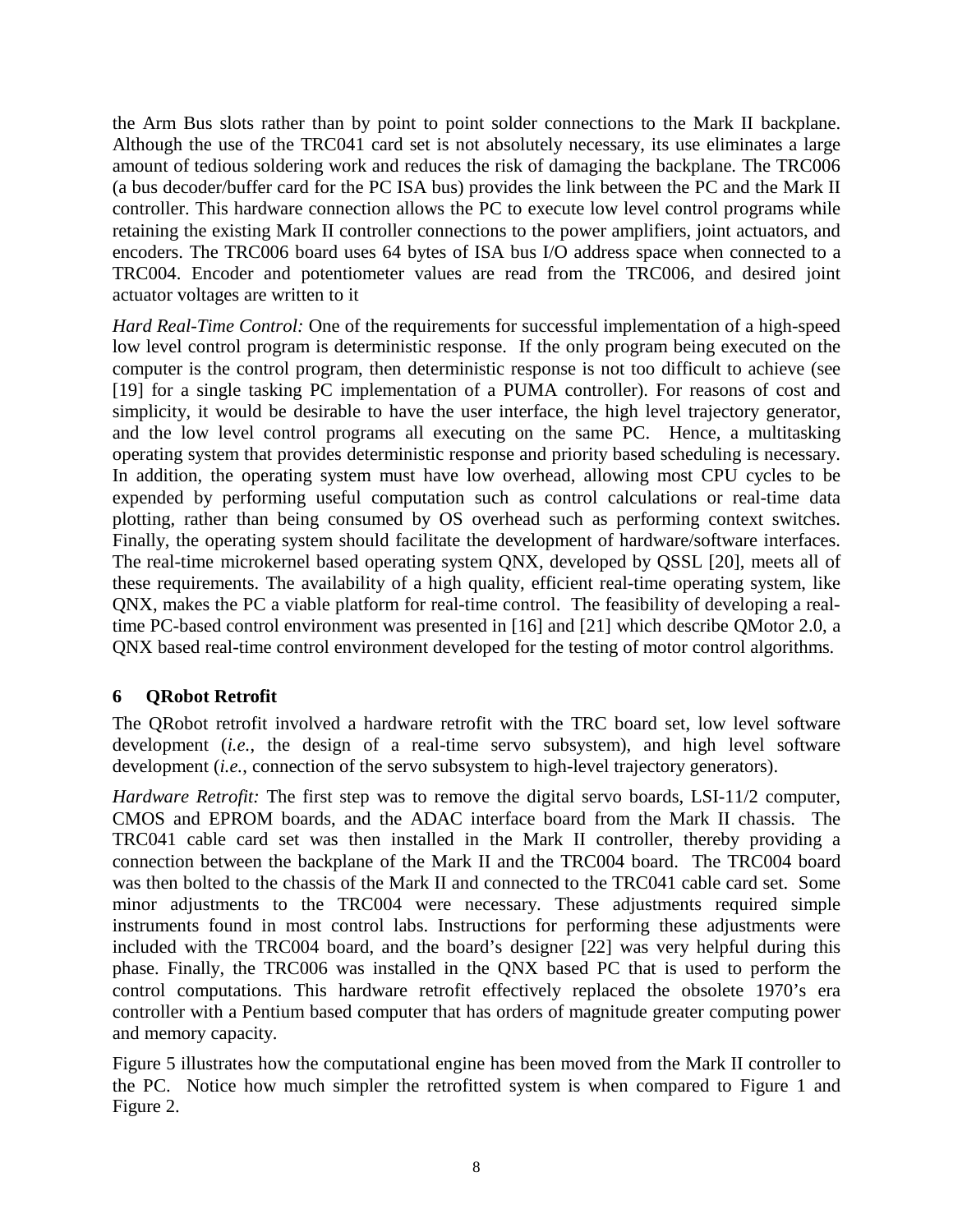the Arm Bus slots rather than by point to point solder connections to the Mark II backplane. Although the use of the TRC041 card set is not absolutely necessary, its use eliminates a large amount of tedious soldering work and reduces the risk of damaging the backplane. The TRC006 (a bus decoder/buffer card for the PC ISA bus) provides the link between the PC and the Mark II controller. This hardware connection allows the PC to execute low level control programs while retaining the existing Mark II controller connections to the power amplifiers, joint actuators, and encoders. The TRC006 board uses 64 bytes of ISA bus I/O address space when connected to a TRC004. Encoder and potentiometer values are read from the TRC006, and desired joint actuator voltages are written to it

*Hard Real-Time Control:* One of the requirements for successful implementation of a high-speed low level control program is deterministic response. If the only program being executed on the computer is the control program, then deterministic response is not too difficult to achieve (see [19] for a single tasking PC implementation of a PUMA controller). For reasons of cost and simplicity, it would be desirable to have the user interface, the high level trajectory generator, and the low level control programs all executing on the same PC. Hence, a multitasking operating system that provides deterministic response and priority based scheduling is necessary. In addition, the operating system must have low overhead, allowing most CPU cycles to be expended by performing useful computation such as control calculations or real-time data plotting, rather than being consumed by OS overhead such as performing context switches. Finally, the operating system should facilitate the development of hardware/software interfaces. The real-time microkernel based operating system QNX, developed by QSSL [20], meets all of these requirements. The availability of a high quality, efficient real-time operating system, like QNX, makes the PC a viable platform for real-time control. The feasibility of developing a real-time PC-based control environment was presented in [16] and [21] which describe QMotor 2.0, a QNX based real-time control environment developed for the testing of motor control algorithms.

## 6 QRobot Retrofit

The QRobot retrofit involved a hardware retrofit with the TRC board set, low level software development (*i.e.*, the design of a real-time servo subsystem), and high level software development (*i.e.*, connection of the servo subsystem to high-level trajectory generators).

*Hardware Retrofit:* The first step was to remove the digital servo boards, LSI-11/2 computer, CMOS and EPROM boards, and the ADAC interface board from the Mark II chassis. The TRC041 cable card set was then installed in the Mark II controller, thereby providing a connection between the backplane of the Mark II and the TRC004 board. The TRC004 board was then bolted to the chassis of the Mark II and connected to the TRC041 cable card set. Some minor adjustments to the TRC004 were necessary. These adjustments required simple instruments found in most control labs. Instructions for performing these adjustments were included with the TRC004 board, and the board's designer [22] was very helpful during this phase. Finally, the TRC006 was installed in the QNX based PC that is used to perform the control computations. This hardware retrofit effectively replaced the obsolete 1970's era controller with a Pentium based computer that has orders of magnitude greater computing power and memory capacity.

Figure 5 illustrates how the computational engine has been moved from the Mark II controller to the PC. Notice how much simpler the retrofitted system is when compared to Figure 1 and Figure 2.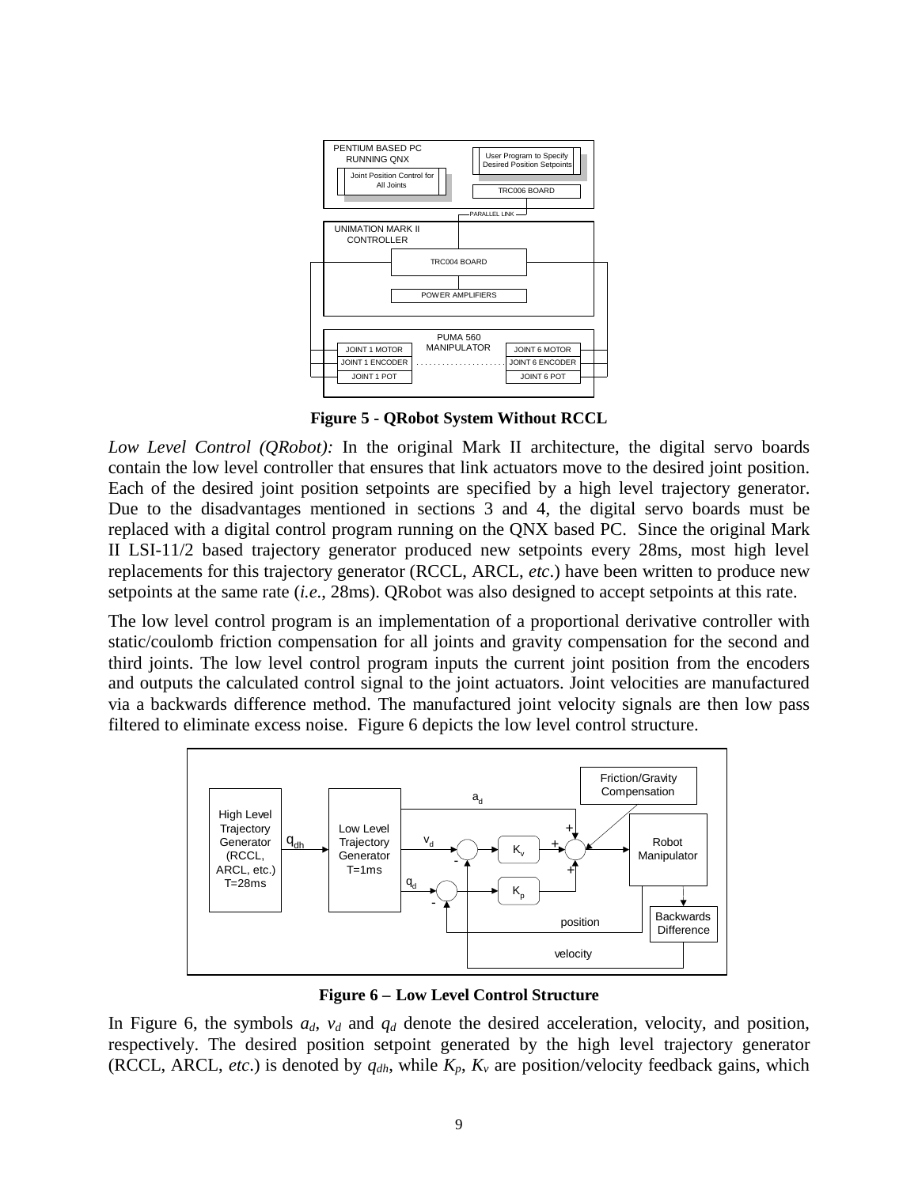**Figure 5 - QRobot System Without RCCL**

*Low Level Control (QRobot):* In the original Mark II architecture, the digital servo boards contain the low level controller that ensures that link actuators move to the desired joint position. Each of the desired joint position setpoints are specified by a high level trajectory generator. Due to the disadvantages mentioned in sections 3 and 4, the digital servo boards must be replaced with a digital control program running on the QNX based PC. Since the original Mark II LSI-11/2 based trajectory generator produced new setpoints every 28ms, most high level replacements for this trajectory generator (RCCL, ARCL, *etc*.) have been written to produce new setpoints at the same rate (*i.e.*, 28ms). QRobot was also designed to accept setpoints at this rate.

The low level control program is an implementation of a proportional derivative controller with static/coulomb friction compensation for all joints and gravity compensation for the second and third joints. The low level control program inputs the current joint position from the encoders and outputs the calculated control signal to the joint actuators. Joint velocities are manufactured via a backwards difference method. The manufactured joint velocity signals are then low pass filtered to eliminate excess noise. Figure 6 depicts the low level control structure.

**Figure 6 – Low Level Control Structure**

In Figure 6, the symbols $a_d$, $v_d$ and $q_d$ denote the desired acceleration, velocity, and position, respectively. The desired position setpoint generated by the high level trajectory generator (RCCL, ARCL, *etc*.) is denoted by $q_{dh}$, while $K_p$, $K_v$ are position/velocity feedback gains, which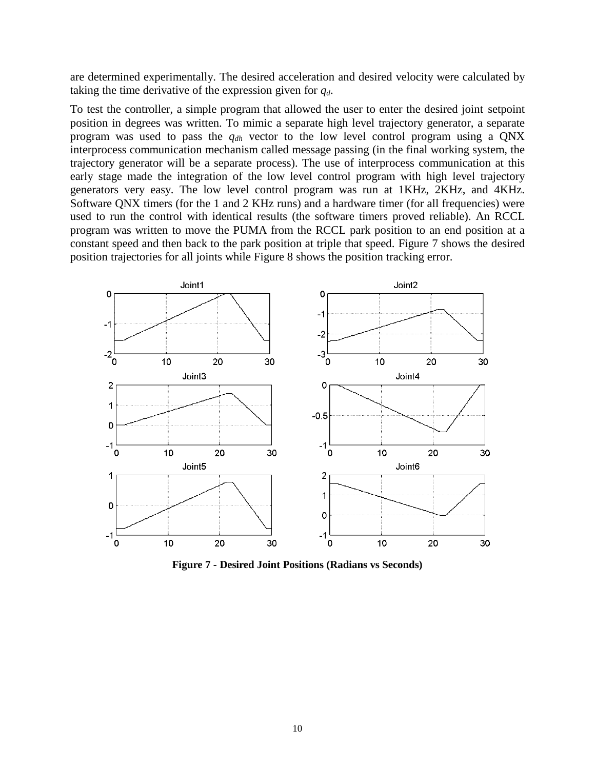are determined experimentally. The desired acceleration and desired velocity were calculated by taking the time derivative of the expression given for $q_d$.

To test the controller, a simple program that allowed the user to enter the desired joint setpoint position in degrees was written. To mimic a separate high level trajectory generator, a separate program was used to pass the $q_{dh}$ vector to the low level control program using a QNX interprocess communication mechanism called message passing (in the final working system, the trajectory generator will be a separate process). The use of interprocess communication at this early stage made the integration of the low level control program with high level trajectory generators very easy. The low level control program was run at 1KHz, 2KHz, and 4KHz. Software QNX timers (for the 1 and 2 KHz runs) and a hardware timer (for all frequencies) were used to run the control with identical results (the software timers proved reliable). An RCCL program was written to move the PUMA from the RCCL park position to an end position at a constant speed and then back to the park position at triple that speed. Figure 7 shows the desired position trajectories for all joints while Figure 8 shows the position tracking error.

**Figure 7 - Desired Joint Positions (Radians vs Seconds)**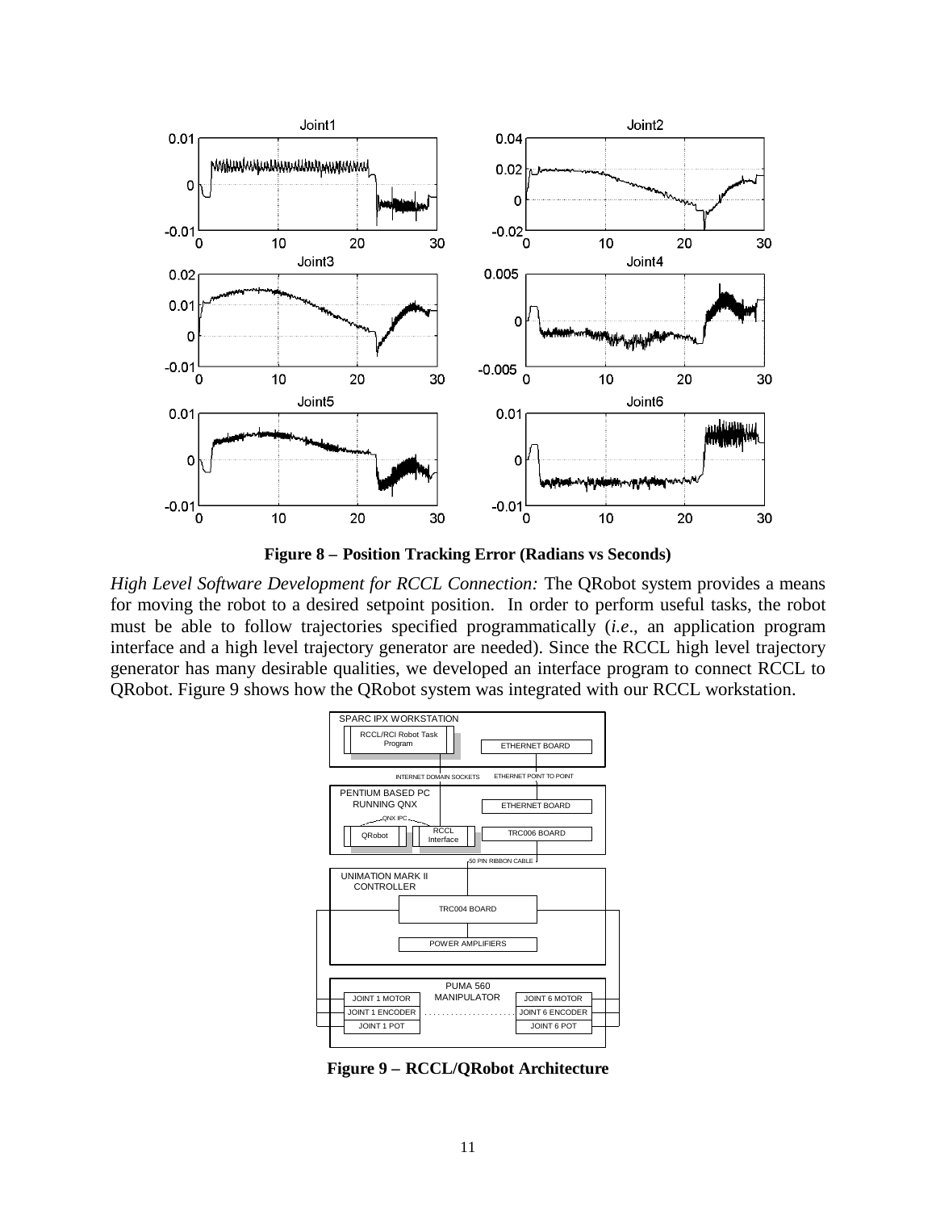**Figure 8 – Position Tracking Error (Radians vs Seconds)**

*High Level Software Development for RCCL Connection:* The QRobot system provides a means for moving the robot to a desired setpoint position. In order to perform useful tasks, the robot must be able to follow trajectories specified programmatically (*i.e*., an application program interface and a high level trajectory generator are needed). Since the RCCL high level trajectory generator has many desirable qualities, we developed an interface program to connect RCCL to QRobot. Figure 9 shows how the QRobot system was integrated with our RCCL workstation.

**Figure 9 – RCCL/QRobot Architecture**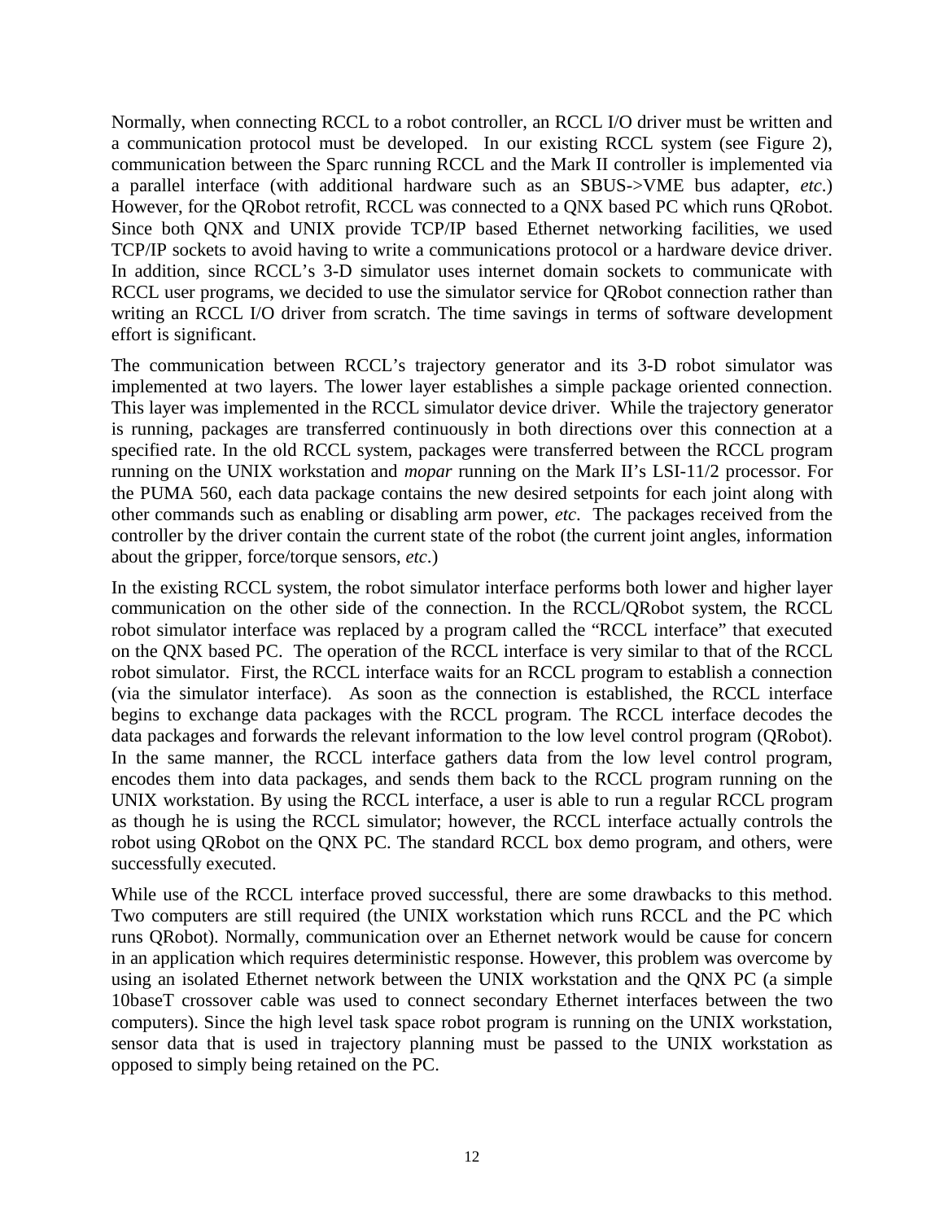Normally, when connecting RCCL to a robot controller, an RCCL I/O driver must be written and a communication protocol must be developed. In our existing RCCL system (see Figure 2), communication between the Sparc running RCCL and the Mark II controller is implemented via a parallel interface (with additional hardware such as an SBUS->VME bus adapter, *etc*.) However, for the QRobot retrofit, RCCL was connected to a QNX based PC which runs QRobot. Since both QNX and UNIX provide TCP/IP based Ethernet networking facilities, we used TCP/IP sockets to avoid having to write a communications protocol or a hardware device driver. In addition, since RCCL's 3-D simulator uses internet domain sockets to communicate with RCCL user programs, we decided to use the simulator service for QRobot connection rather than writing an RCCL I/O driver from scratch. The time savings in terms of software development effort is significant.

The communication between RCCL's trajectory generator and its 3-D robot simulator was implemented at two layers. The lower layer establishes a simple package oriented connection. This layer was implemented in the RCCL simulator device driver. While the trajectory generator is running, packages are transferred continuously in both directions over this connection at a specified rate. In the old RCCL system, packages were transferred between the RCCL program running on the UNIX workstation and *mopar* running on the Mark II's LSI-11/2 processor. For the PUMA 560, each data package contains the new desired setpoints for each joint along with other commands such as enabling or disabling arm power, *etc*. The packages received from the controller by the driver contain the current state of the robot (the current joint angles, information about the gripper, force/torque sensors, *etc*.)

In the existing RCCL system, the robot simulator interface performs both lower and higher layer communication on the other side of the connection. In the RCCL/QRobot system, the RCCL robot simulator interface was replaced by a program called the "RCCL interface" that executed on the QNX based PC. The operation of the RCCL interface is very similar to that of the RCCL robot simulator. First, the RCCL interface waits for an RCCL program to establish a connection (via the simulator interface). As soon as the connection is established, the RCCL interface begins to exchange data packages with the RCCL program. The RCCL interface decodes the data packages and forwards the relevant information to the low level control program (QRobot). In the same manner, the RCCL interface gathers data from the low level control program, encodes them into data packages, and sends them back to the RCCL program running on the UNIX workstation. By using the RCCL interface, a user is able to run a regular RCCL program as though he is using the RCCL simulator; however, the RCCL interface actually controls the robot using QRobot on the QNX PC. The standard RCCL box demo program, and others, were successfully executed.

While use of the RCCL interface proved successful, there are some drawbacks to this method. Two computers are still required (the UNIX workstation which runs RCCL and the PC which runs QRobot). Normally, communication over an Ethernet network would be cause for concern in an application which requires deterministic response. However, this problem was overcome by using an isolated Ethernet network between the UNIX workstation and the QNX PC (a simple 10baseT crossover cable was used to connect secondary Ethernet interfaces between the two computers). Since the high level task space robot program is running on the UNIX workstation, sensor data that is used in trajectory planning must be passed to the UNIX workstation as opposed to simply being retained on the PC.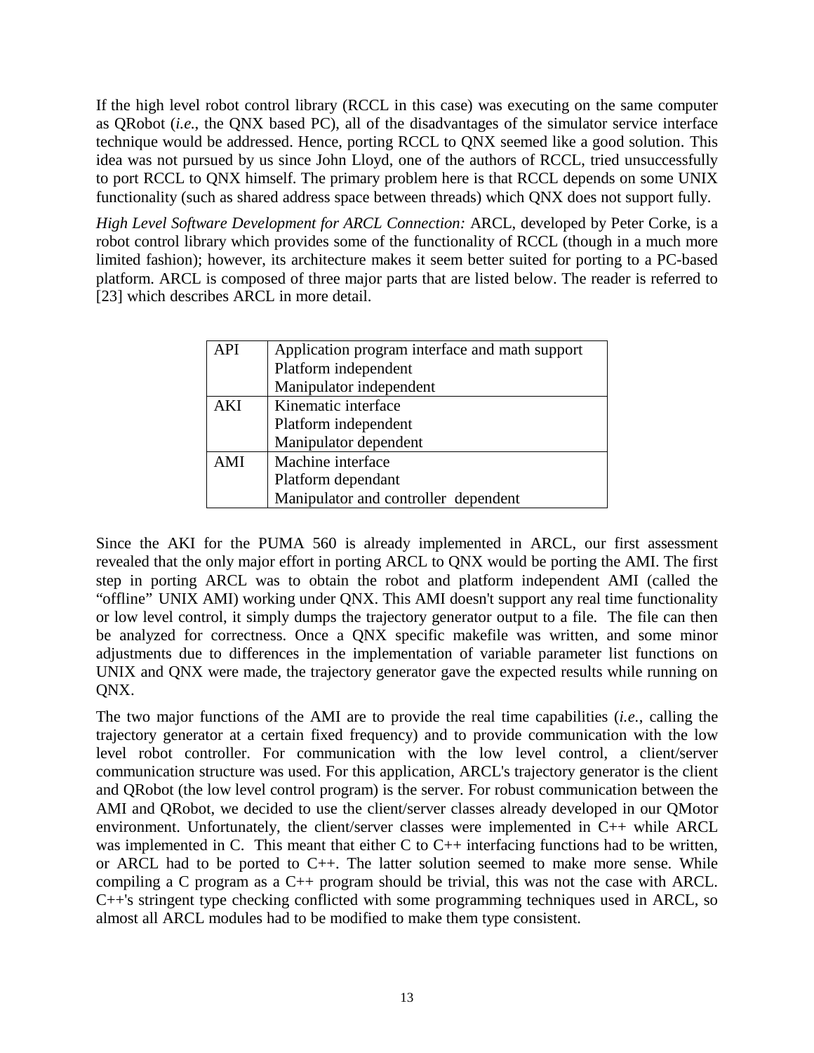If the high level robot control library (RCCL in this case) was executing on the same computer as QRobot (*i.e.*, the QNX based PC), all of the disadvantages of the simulator service interface technique would be addressed. Hence, porting RCCL to QNX seemed like a good solution. This idea was not pursued by us since John Lloyd, one of the authors of RCCL, tried unsuccessfully to port RCCL to QNX himself. The primary problem here is that RCCL depends on some UNIX functionality (such as shared address space between threads) which QNX does not support fully.

*High Level Software Development for ARCL Connection:* ARCL, developed by Peter Corke, is a robot control library which provides some of the functionality of RCCL (though in a much more limited fashion); however, its architecture makes it seem better suited for porting to a PC-based platform. ARCL is composed of three major parts that are listed below. The reader is referred to [23] which describes ARCL in more detail.

| | |
|---|---|
| API | Application program interface and math support<br>Platform independent<br>Manipulator independent |
| AKI | Kinematic interface<br>Platform independent<br>Manipulator dependent |
| AMI | Machine interface<br>Platform dependant<br>Manipulator and controller dependent |

Since the AKI for the PUMA 560 is already implemented in ARCL, our first assessment revealed that the only major effort in porting ARCL to QNX would be porting the AMI. The first step in porting ARCL was to obtain the robot and platform independent AMI (called the "offline" UNIX AMI) working under QNX. This AMI doesn't support any real time functionality or low level control, it simply dumps the trajectory generator output to a file. The file can then be analyzed for correctness. Once a QNX specific makefile was written, and some minor adjustments due to differences in the implementation of variable parameter list functions on UNIX and QNX were made, the trajectory generator gave the expected results while running on QNX.

The two major functions of the AMI are to provide the real time capabilities (*i.e.*, calling the trajectory generator at a certain fixed frequency) and to provide communication with the low level robot controller. For communication with the low level control, a client/server communication structure was used. For this application, ARCL's trajectory generator is the client and QRobot (the low level control program) is the server. For robust communication between the AMI and QRobot, we decided to use the client/server classes already developed in our QMotor environment. Unfortunately, the client/server classes were implemented in C++ while ARCL was implemented in C. This meant that either C to C++ interfacing functions had to be written, or ARCL had to be ported to C++. The latter solution seemed to make more sense. While compiling a C program as a C++ program should be trivial, this was not the case with ARCL. C++'s stringent type checking conflicted with some programming techniques used in ARCL, so almost all ARCL modules had to be modified to make them type consistent.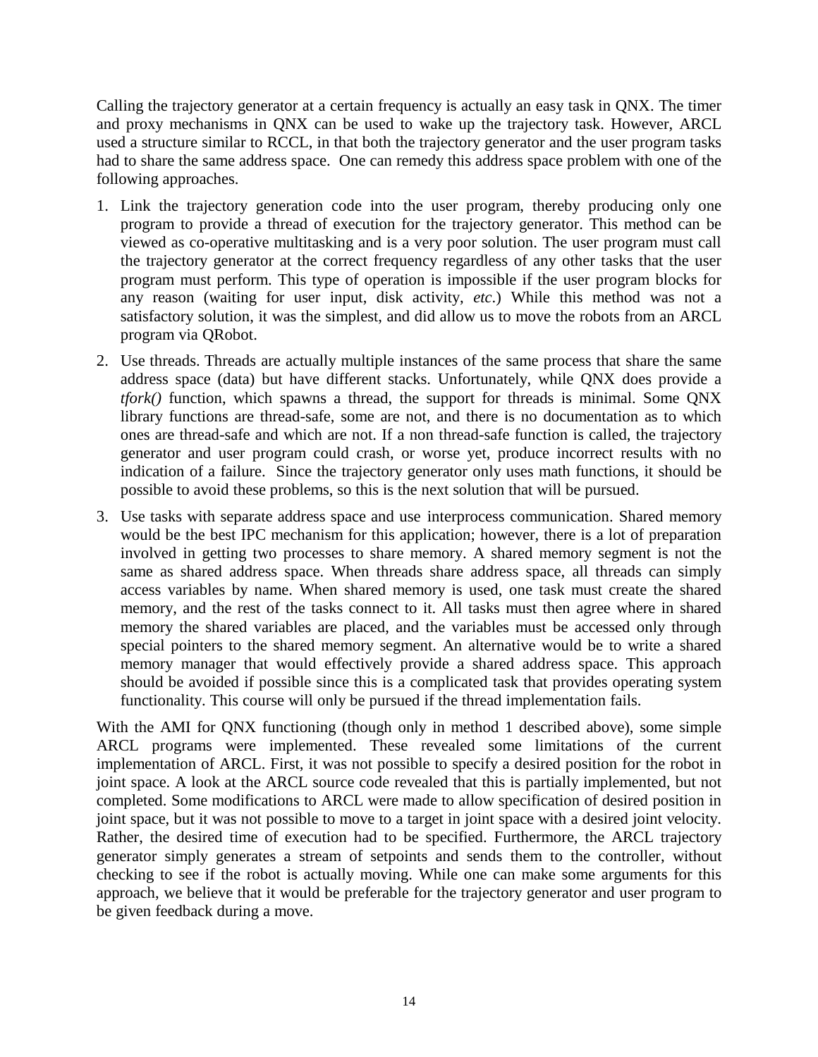Calling the trajectory generator at a certain frequency is actually an easy task in QNX. The timer and proxy mechanisms in QNX can be used to wake up the trajectory task. However, ARCL used a structure similar to RCCL, in that both the trajectory generator and the user program tasks had to share the same address space.  One can remedy this address space problem with one of the following approaches.

1. Link the trajectory generation code into the user program, thereby producing only one program to provide a thread of execution for the trajectory generator. This method can be viewed as co-operative multitasking and is a very poor solution. The user program must call the trajectory generator at the correct frequency regardless of any other tasks that the user program must perform. This type of operation is impossible if the user program blocks for any reason (waiting for user input, disk activity, *etc*.) While this method was not a satisfactory solution, it was the simplest, and did allow us to move the robots from an ARCL program via QRobot.
2. Use threads. Threads are actually multiple instances of the same process that share the same address space (data) but have different stacks. Unfortunately, while QNX does provide a *tfork()* function, which spawns a thread, the support for threads is minimal. Some QNX library functions are thread-safe, some are not, and there is no documentation as to which ones are thread-safe and which are not. If a non thread-safe function is called, the trajectory generator and user program could crash, or worse yet, produce incorrect results with no indication of a failure.  Since the trajectory generator only uses math functions, it should be possible to avoid these problems, so this is the next solution that will be pursued.
3. Use tasks with separate address space and use interprocess communication. Shared memory would be the best IPC mechanism for this application; however, there is a lot of preparation involved in getting two processes to share memory. A shared memory segment is not the same as shared address space. When threads share address space, all threads can simply access variables by name. When shared memory is used, one task must create the shared memory, and the rest of the tasks connect to it. All tasks must then agree where in shared memory the shared variables are placed, and the variables must be accessed only through special pointers to the shared memory segment. An alternative would be to write a shared memory manager that would effectively provide a shared address space. This approach should be avoided if possible since this is a complicated task that provides operating system functionality. This course will only be pursued if the thread implementation fails.

With the AMI for QNX functioning (though only in method 1 described above), some simple ARCL programs were implemented. These revealed some limitations of the current implementation of ARCL. First, it was not possible to specify a desired position for the robot in joint space. A look at the ARCL source code revealed that this is partially implemented, but not completed. Some modifications to ARCL were made to allow specification of desired position in joint space, but it was not possible to move to a target in joint space with a desired joint velocity. Rather, the desired time of execution had to be specified. Furthermore, the ARCL trajectory generator simply generates a stream of setpoints and sends them to the controller, without checking to see if the robot is actually moving. While one can make some arguments for this approach, we believe that it would be preferable for the trajectory generator and user program to be given feedback during a move.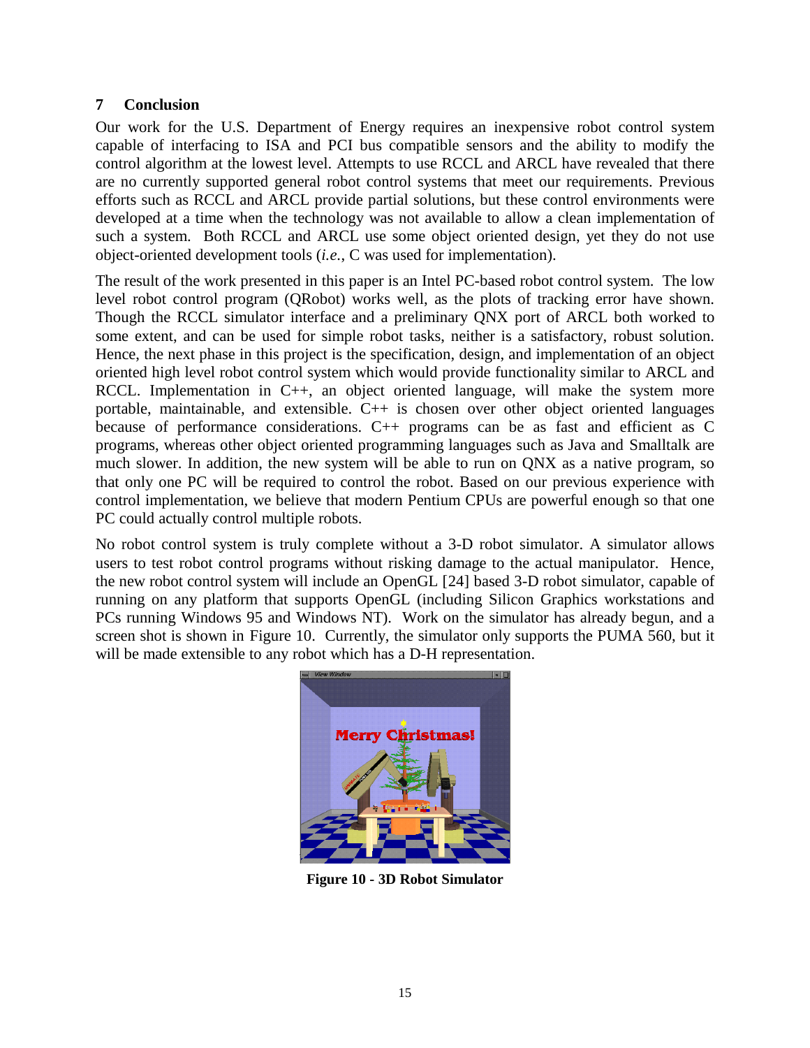## 7 Conclusion

Our work for the U.S. Department of Energy requires an inexpensive robot control system capable of interfacing to ISA and PCI bus compatible sensors and the ability to modify the control algorithm at the lowest level. Attempts to use RCCL and ARCL have revealed that there are no currently supported general robot control systems that meet our requirements. Previous efforts such as RCCL and ARCL provide partial solutions, but these control environments were developed at a time when the technology was not available to allow a clean implementation of such a system. Both RCCL and ARCL use some object oriented design, yet they do not use object-oriented development tools (*i.e.*, C was used for implementation).

The result of the work presented in this paper is an Intel PC-based robot control system. The low level robot control program (QRobot) works well, as the plots of tracking error have shown. Though the RCCL simulator interface and a preliminary QNX port of ARCL both worked to some extent, and can be used for simple robot tasks, neither is a satisfactory, robust solution. Hence, the next phase in this project is the specification, design, and implementation of an object oriented high level robot control system which would provide functionality similar to ARCL and RCCL. Implementation in C++, an object oriented language, will make the system more portable, maintainable, and extensible. C++ is chosen over other object oriented languages because of performance considerations. C++ programs can be as fast and efficient as C programs, whereas other object oriented programming languages such as Java and Smalltalk are much slower. In addition, the new system will be able to run on QNX as a native program, so that only one PC will be required to control the robot. Based on our previous experience with control implementation, we believe that modern Pentium CPUs are powerful enough so that one PC could actually control multiple robots.

No robot control system is truly complete without a 3-D robot simulator. A simulator allows users to test robot control programs without risking damage to the actual manipulator. Hence, the new robot control system will include an OpenGL [24] based 3-D robot simulator, capable of running on any platform that supports OpenGL (including Silicon Graphics workstations and PCs running Windows 95 and Windows NT). Work on the simulator has already begun, and a screen shot is shown in Figure 10. Currently, the simulator only supports the PUMA 560, but it will be made extensible to any robot which has a D-H representation.

**Figure 10 - 3D Robot Simulator**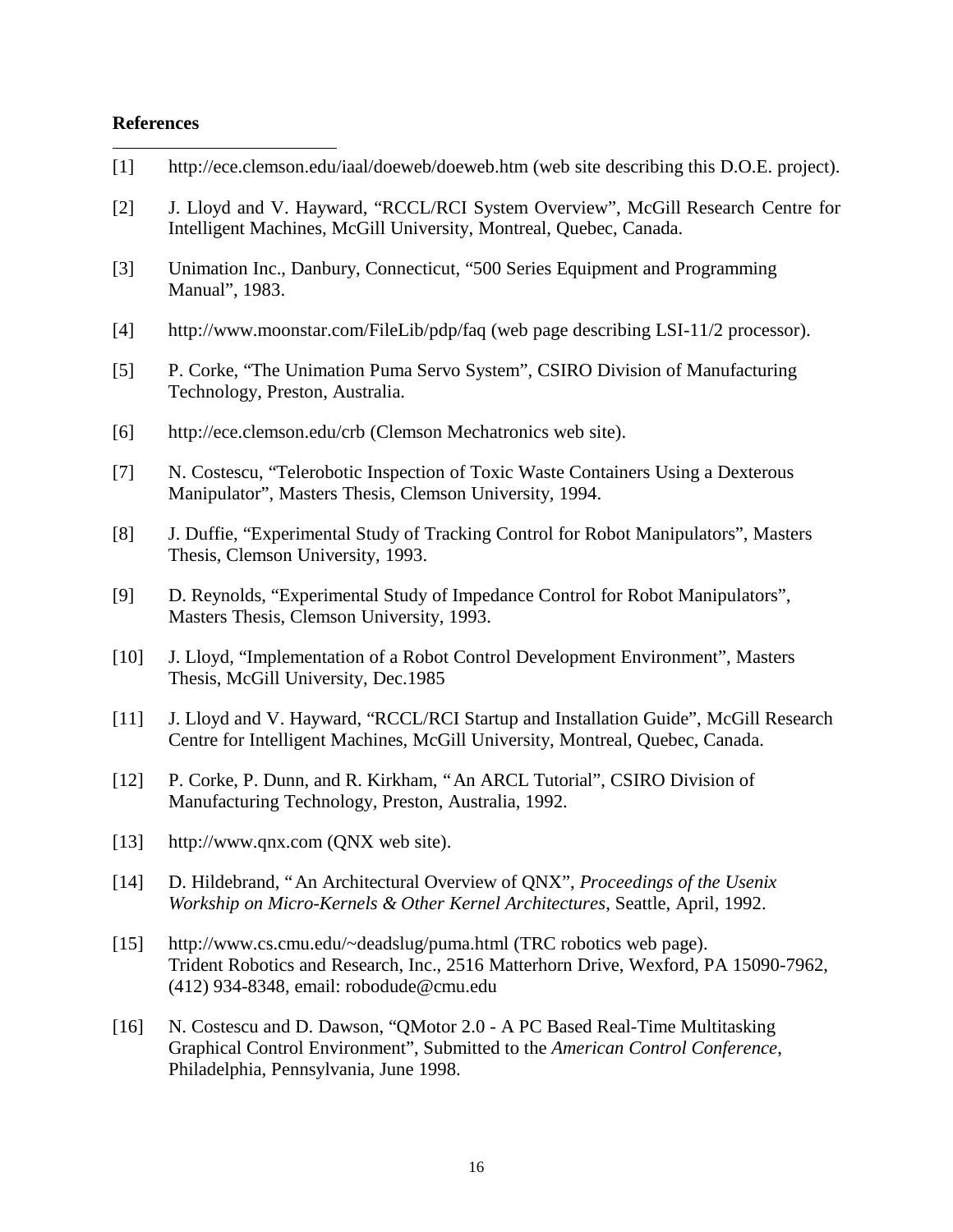**References**

[1] http://ece.clemson.edu/iaal/doeweb/doeweb.htm (web site describing this D.O.E. project).

[2] J. Lloyd and V. Hayward, "RCCL/RCI System Overview", McGill Research Centre for Intelligent Machines, McGill University, Montreal, Quebec, Canada.

[3] Unimation Inc., Danbury, Connecticut, "500 Series Equipment and Programming Manual", 1983.

[4] http://www.moonstar.com/FileLib/pdp/faq (web page describing LSI-11/2 processor).

[5] P. Corke, "The Unimation Puma Servo System", CSIRO Division of Manufacturing Technology, Preston, Australia.

[6] http://ece.clemson.edu/crb (Clemson Mechatronics web site).

[7] N. Costescu, "Telerobotic Inspection of Toxic Waste Containers Using a Dexterous Manipulator", Masters Thesis, Clemson University, 1994.

[8] J. Duffie, "Experimental Study of Tracking Control for Robot Manipulators", Masters Thesis, Clemson University, 1993.

[9] D. Reynolds, "Experimental Study of Impedance Control for Robot Manipulators", Masters Thesis, Clemson University, 1993.

[10] J. Lloyd, "Implementation of a Robot Control Development Environment", Masters Thesis, McGill University, Dec.1985

[11] J. Lloyd and V. Hayward, "RCCL/RCI Startup and Installation Guide", McGill Research Centre for Intelligent Machines, McGill University, Montreal, Quebec, Canada.

[12] P. Corke, P. Dunn, and R. Kirkham, "An ARCL Tutorial", CSIRO Division of Manufacturing Technology, Preston, Australia, 1992.

[13] http://www.qnx.com (QNX web site).

[14] D. Hildebrand, "An Architectural Overview of QNX", *Proceedings of the Usenix Workship on Micro-Kernels & Other Kernel Architectures*, Seattle, April, 1992.

[15] http://www.cs.cmu.edu/~deadslug/puma.html (TRC robotics web page). Trident Robotics and Research, Inc., 2516 Matterhorn Drive, Wexford, PA 15090-7962, (412) 934-8348, email: robodude@cmu.edu

[16] N. Costescu and D. Dawson, "QMotor 2.0 - A PC Based Real-Time Multitasking Graphical Control Environment", Submitted to the *American Control Conference*, Philadelphia, Pennsylvania, June 1998.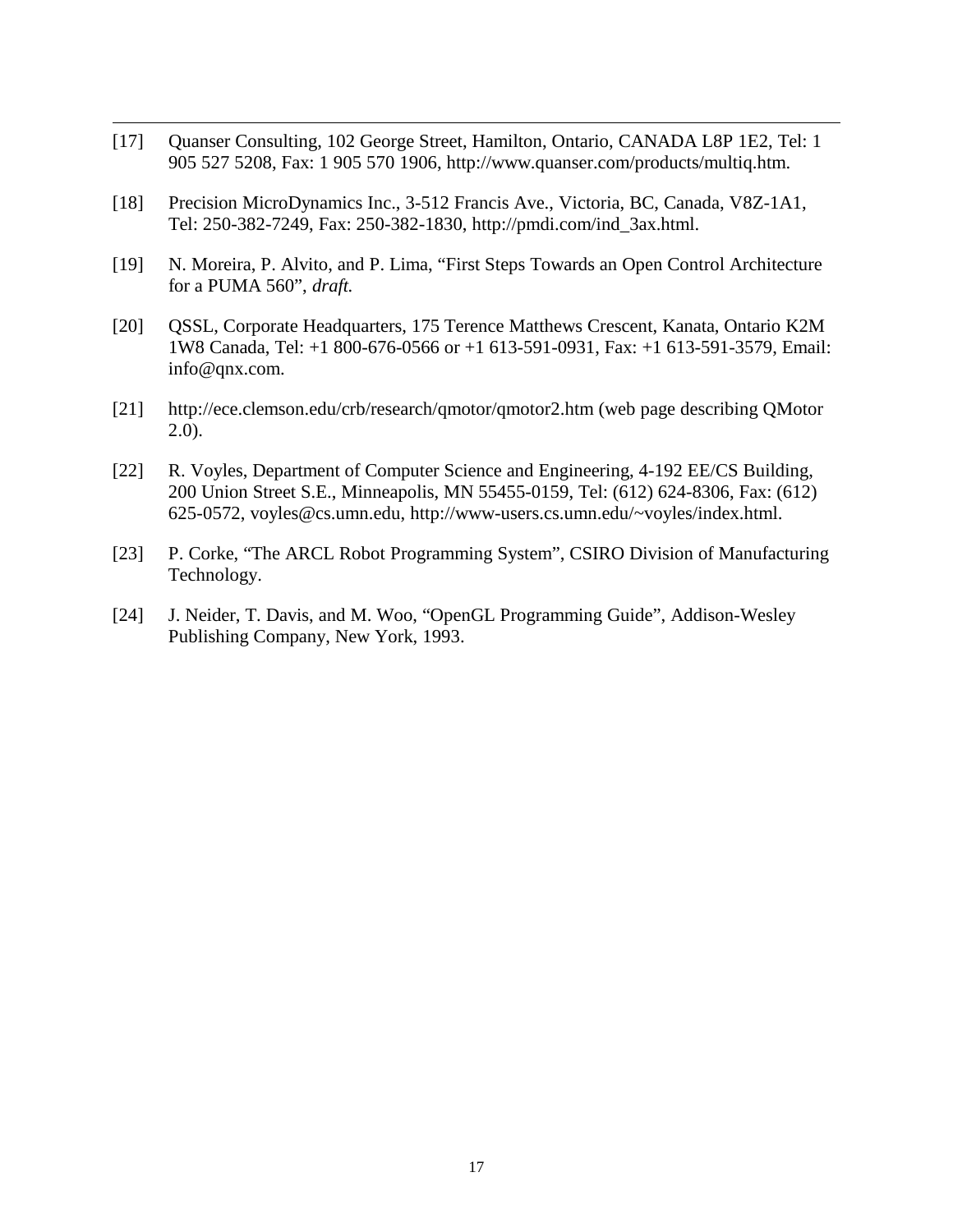[17] Quanser Consulting, 102 George Street, Hamilton, Ontario, CANADA L8P 1E2, Tel: 1 905 527 5208, Fax: 1 905 570 1906, http://www.quanser.com/products/multiq.htm.

[18] Precision MicroDynamics Inc., 3-512 Francis Ave., Victoria, BC, Canada, V8Z-1A1, Tel: 250-382-7249, Fax: 250-382-1830, http://pmdi.com/ind_3ax.html.

[19] N. Moreira, P. Alvito, and P. Lima, "First Steps Towards an Open Control Architecture for a PUMA 560", *draft.*

[20] QSSL, Corporate Headquarters, 175 Terence Matthews Crescent, Kanata, Ontario K2M 1W8 Canada, Tel: +1 800-676-0566 or +1 613-591-0931, Fax: +1 613-591-3579, Email: info@qnx.com.

[21] http://ece.clemson.edu/crb/research/qmotor/qmotor2.htm (web page describing QMotor 2.0).

[22] R. Voyles, Department of Computer Science and Engineering, 4-192 EE/CS Building, 200 Union Street S.E., Minneapolis, MN 55455-0159, Tel: (612) 624-8306, Fax: (612) 625-0572, voyles@cs.umn.edu, http://www-users.cs.umn.edu/~voyles/index.html.

[23] P. Corke, "The ARCL Robot Programming System", CSIRO Division of Manufacturing Technology.

[24] J. Neider, T. Davis, and M. Woo, "OpenGL Programming Guide", Addison-Wesley Publishing Company, New York, 1993.